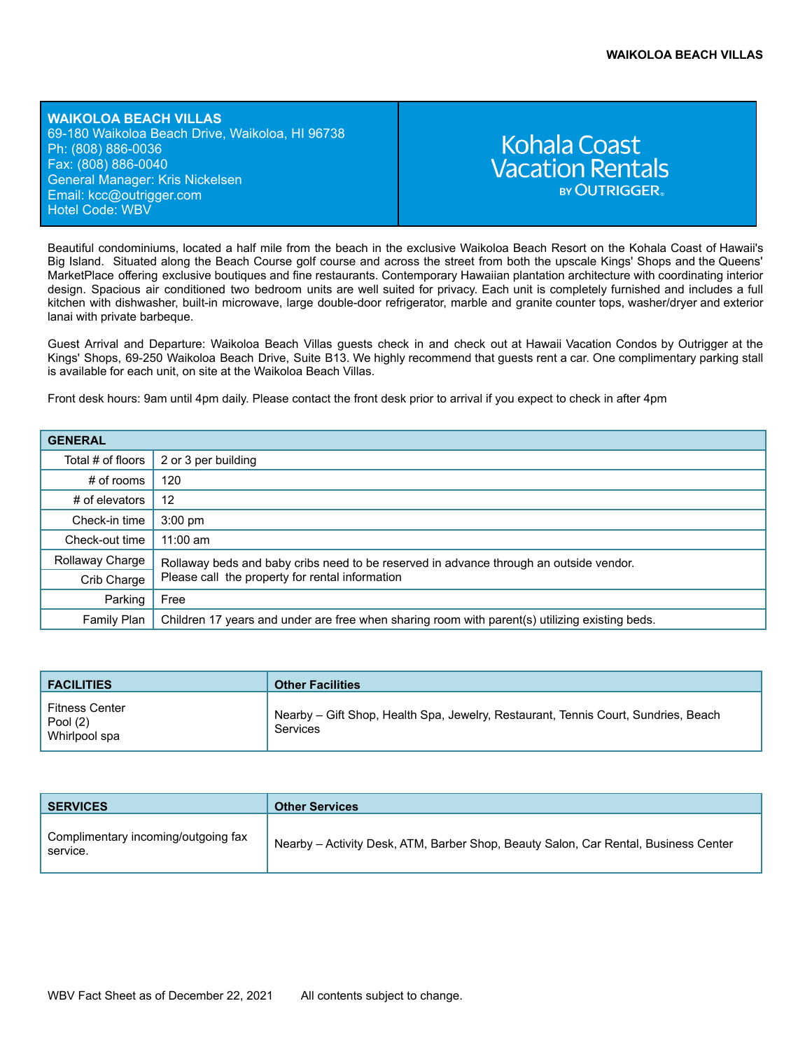**WAIKOLOA BEACH VILLAS**
69-180 Waikoloa Beach Drive, Waikoloa, HI 96738
Ph: (808) 886-0036
Fax: (808) 886-0040
General Manager: Kris Nickelsen
Email: kcc@outrigger.com
Hotel Code: WBV

Kohala Coast Vacation Rentals BY OUTRIGGER

Beautiful condominiums, located a half mile from the beach in the exclusive Waikoloa Beach Resort on the Kohala Coast of Hawaii's Big Island. Situated along the Beach Course golf course and across the street from both the upscale Kings' Shops and the Queens' MarketPlace offering exclusive boutiques and fine restaurants. Contemporary Hawaiian plantation architecture with coordinating interior design. Spacious air conditioned two bedroom units are well suited for privacy. Each unit is completely furnished and includes a full kitchen with dishwasher, built-in microwave, large double-door refrigerator, marble and granite counter tops, washer/dryer and exterior lanai with private barbeque.

Guest Arrival and Departure: Waikoloa Beach Villas guests check in and check out at Hawaii Vacation Condos by Outrigger at the Kings' Shops, 69-250 Waikoloa Beach Drive, Suite B13. We highly recommend that guests rent a car. One complimentary parking stall is available for each unit, on site at the Waikoloa Beach Villas.

Front desk hours: 9am until 4pm daily. Please contact the front desk prior to arrival if you expect to check in after 4pm

| GENERAL | |
|---|---|
| Total # of floors | 2 or 3 per building |
| # of rooms | 120 |
| # of elevators | 12 |
| Check-in time | 3:00 pm |
| Check-out time | 11:00 am |
| Rollaway Charge | Rollaway beds and baby cribs need to be reserved in advance through an outside vendor. Please call the property for rental information |
| Crib Charge | |
| Parking | Free |
| Family Plan | Children 17 years and under are free when sharing room with parent(s) utilizing existing beds. |

| FACILITIES | Other Facilities |
|---|---|
| Fitness Center<br>Pool (2)<br>Whirlpool spa | Nearby – Gift Shop, Health Spa, Jewelry, Restaurant, Tennis Court, Sundries, Beach Services |

| SERVICES | Other Services |
|---|---|
| Complimentary incoming/outgoing fax service. | Nearby – Activity Desk, ATM, Barber Shop, Beauty Salon, Car Rental, Business Center |

WBV Fact Sheet as of December 22, 2021 All contents subject to change.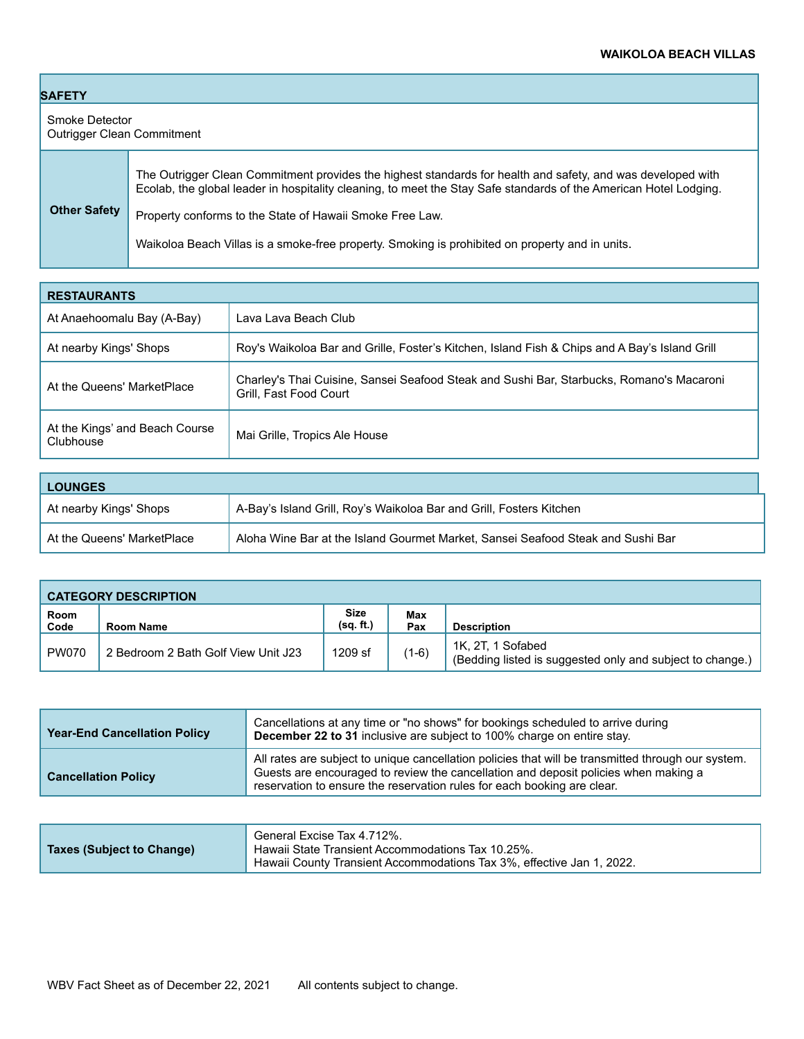| SAFETY | |
|---|---|
| Smoke Detector<br>Outrigger Clean Commitment | |
| **Other Safety** | The Outrigger Clean Commitment provides the highest standards for health and safety, and was developed with Ecolab, the global leader in hospitality cleaning, to meet the Stay Safe standards of the American Hotel Lodging.<br><br>Property conforms to the State of Hawaii Smoke Free Law.<br><br>Waikoloa Beach Villas is a smoke-free property. Smoking is prohibited on property and in units. |

| RESTAURANTS | |
|---|---|
| At Anaehoomalu Bay (A-Bay) | Lava Lava Beach Club |
| At nearby Kings' Shops | Roy's Waikoloa Bar and Grille, Foster's Kitchen, Island Fish & Chips and A Bay's Island Grill |
| At the Queens' MarketPlace | Charley's Thai Cuisine, Sansei Seafood Steak and Sushi Bar, Starbucks, Romano's Macaroni Grill, Fast Food Court |
| At the Kings' and Beach Course Clubhouse | Mai Grille, Tropics Ale House |

| LOUNGES | |
|---|---|
| At nearby Kings' Shops | A-Bay's Island Grill, Roy's Waikoloa Bar and Grill, Fosters Kitchen |
| At the Queens' MarketPlace | Aloha Wine Bar at the Island Gourmet Market, Sansei Seafood Steak and Sushi Bar |

| CATEGORY DESCRIPTION | | | | |
|---|---|---|---|---|
| Room Code | Room Name | Size (sq. ft.) | Max Pax | Description |
| PW070 | 2 Bedroom 2 Bath Golf View Unit J23 | 1209 sf | (1-6) | 1K, 2T, 1 Sofabed<br>(Bedding listed is suggested only and subject to change.) |

| | |
|---|---|
| **Year-End Cancellation Policy** | Cancellations at any time or "no shows" for bookings scheduled to arrive during **December 22 to 31** inclusive are subject to 100% charge on entire stay. |
| **Cancellation Policy** | All rates are subject to unique cancellation policies that will be transmitted through our system. Guests are encouraged to review the cancellation and deposit policies when making a reservation to ensure the reservation rules for each booking are clear. |

| | |
|---|---|
| **Taxes (Subject to Change)** | General Excise Tax 4.712%.<br>Hawaii State Transient Accommodations Tax 10.25%.<br>Hawaii County Transient Accommodations Tax 3%, effective Jan 1, 2022. |

WBV Fact Sheet as of December 22, 2021 All contents subject to change.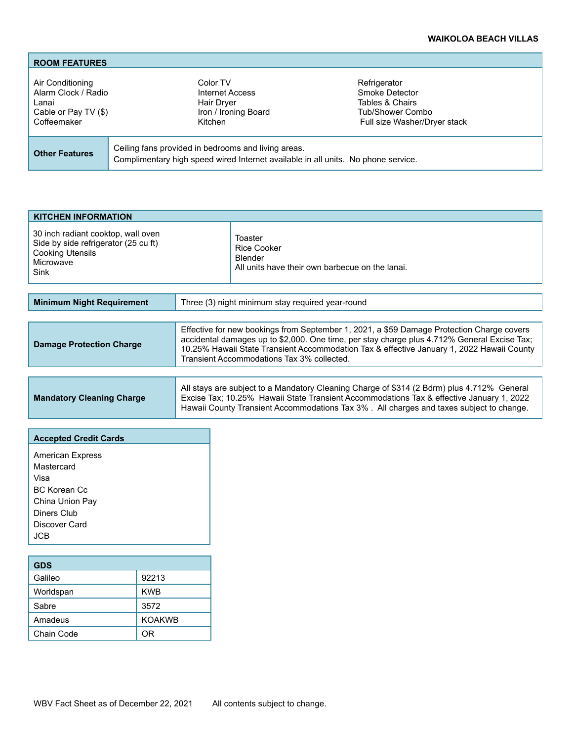**WAIKOLOA BEACH VILLAS**

| ROOM FEATURES | | |
|---|---|---|
| Air Conditioning | Color TV | Refrigerator |
| Alarm Clock / Radio | Internet Access | Smoke Detector |
| Lanai | Hair Dryer | Tables & Chairs |
| Cable or Pay TV ($) | Iron / Ironing Board | Tub/Shower Combo |
| Coffeemaker | Kitchen | Full size Washer/Dryer stack |

| Other Features | Ceiling fans provided in bedrooms and living areas. Complimentary high speed wired Internet available in all units. No phone service. |
|---|---|

| KITCHEN INFORMATION | |
|---|---|
| 30 inch radiant cooktop, wall oven | Toaster |
| Side by side refrigerator (25 cu ft) | Rice Cooker |
| Cooking Utensils | Blender |
| Microwave | All units have their own barbecue on the lanai. |
| Sink | |

| Minimum Night Requirement | Three (3) night minimum stay required year-round |
|---|---|

| Damage Protection Charge | Effective for new bookings from September 1, 2021, a $59 Damage Protection Charge covers accidental damages up to $2,000. One time, per stay charge plus 4.712% General Excise Tax; 10.25% Hawaii State Transient Accommodation Tax & effective January 1, 2022 Hawaii County Transient Accommodations Tax 3% collected. |
|---|---|

| Mandatory Cleaning Charge | All stays are subject to a Mandatory Cleaning Charge of $314 (2 Bdrm) plus 4.712% General Excise Tax; 10.25% Hawaii State Transient Accommodations Tax & effective January 1, 2022 Hawaii County Transient Accommodations Tax 3% . All charges and taxes subject to change. |
|---|---|

| Accepted Credit Cards |
|---|
| American Express |
| Mastercard |
| Visa |
| BC Korean Cc |
| China Union Pay |
| Diners Club |
| Discover Card |
| JCB |

| GDS | |
|---|---|
| Galileo | 92213 |
| Worldspan | KWB |
| Sabre | 3572 |
| Amadeus | KOAKWB |
| Chain Code | OR |

WBV Fact Sheet as of December 22, 2021 All contents subject to change.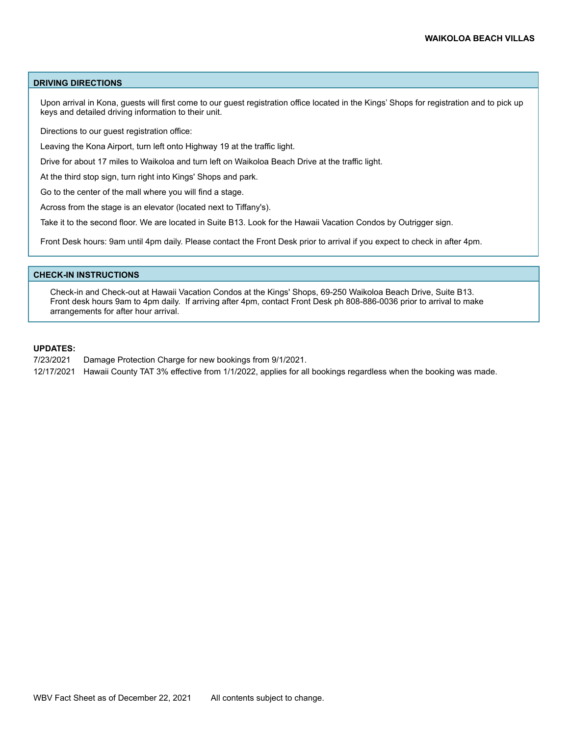## DRIVING DIRECTIONS

Upon arrival in Kona, guests will first come to our guest registration office located in the Kings' Shops for registration and to pick up keys and detailed driving information to their unit.

Directions to our guest registration office:

Leaving the Kona Airport, turn left onto Highway 19 at the traffic light.

Drive for about 17 miles to Waikoloa and turn left on Waikoloa Beach Drive at the traffic light.

At the third stop sign, turn right into Kings' Shops and park.

Go to the center of the mall where you will find a stage.

Across from the stage is an elevator (located next to Tiffany's).

Take it to the second floor. We are located in Suite B13. Look for the Hawaii Vacation Condos by Outrigger sign.

Front Desk hours: 9am until 4pm daily. Please contact the Front Desk prior to arrival if you expect to check in after 4pm.

## CHECK-IN INSTRUCTIONS

Check-in and Check-out at Hawaii Vacation Condos at the Kings' Shops, 69-250 Waikoloa Beach Drive, Suite B13. Front desk hours 9am to 4pm daily. If arriving after 4pm, contact Front Desk ph 808-886-0036 prior to arrival to make arrangements for after hour arrival.

**UPDATES:**

| | |
|---|---|
| 7/23/2021 | Damage Protection Charge for new bookings from 9/1/2021. |
| 12/17/2021 | Hawaii County TAT 3% effective from 1/1/2022, applies for all bookings regardless when the booking was made. |

WBV Fact Sheet as of December 22, 2021 All contents subject to change.